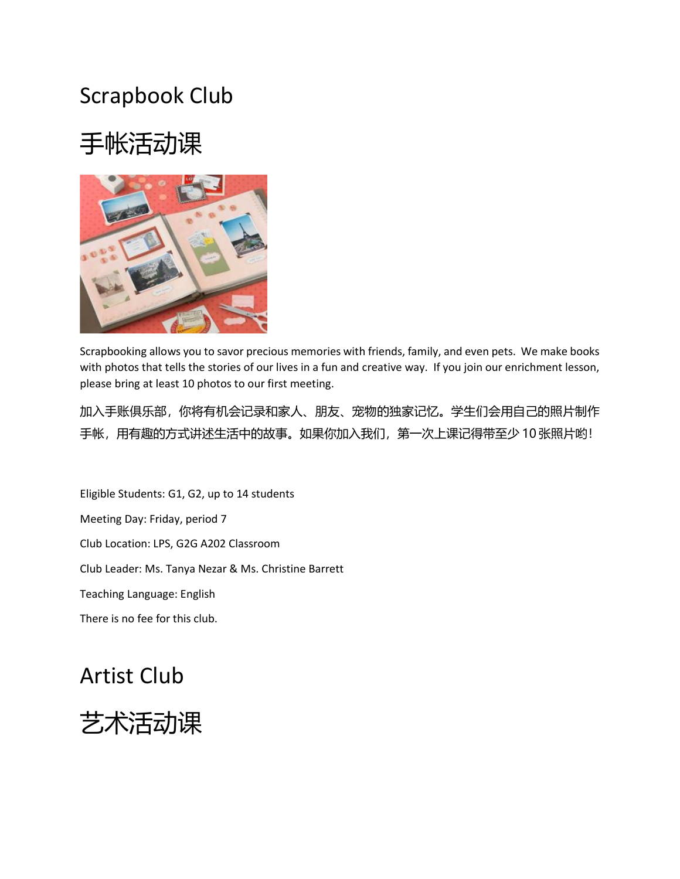# Scrapbook Club

# 手帐活动课

Scrapbooking allows you to savor precious memories with friends, family, and even pets. We make books with photos that tells the stories of our lives in a fun and creative way. If you join our enrichment lesson, please bring at least 10 photos to our first meeting.

加入手账俱乐部，你将有机会记录和家人、朋友、宠物的独家记忆。学生们会用自己的照片制作手帐，用有趣的方式讲述生活中的故事。如果你加入我们，第一次上课记得带至少 10 张照片哟！

Eligible Students: G1, G2, up to 14 students

Meeting Day: Friday, period 7

Club Location: LPS, G2G A202 Classroom

Club Leader: Ms. Tanya Nezar & Ms. Christine Barrett

Teaching Language: English

There is no fee for this club.

# Artist Club

# 艺术活动课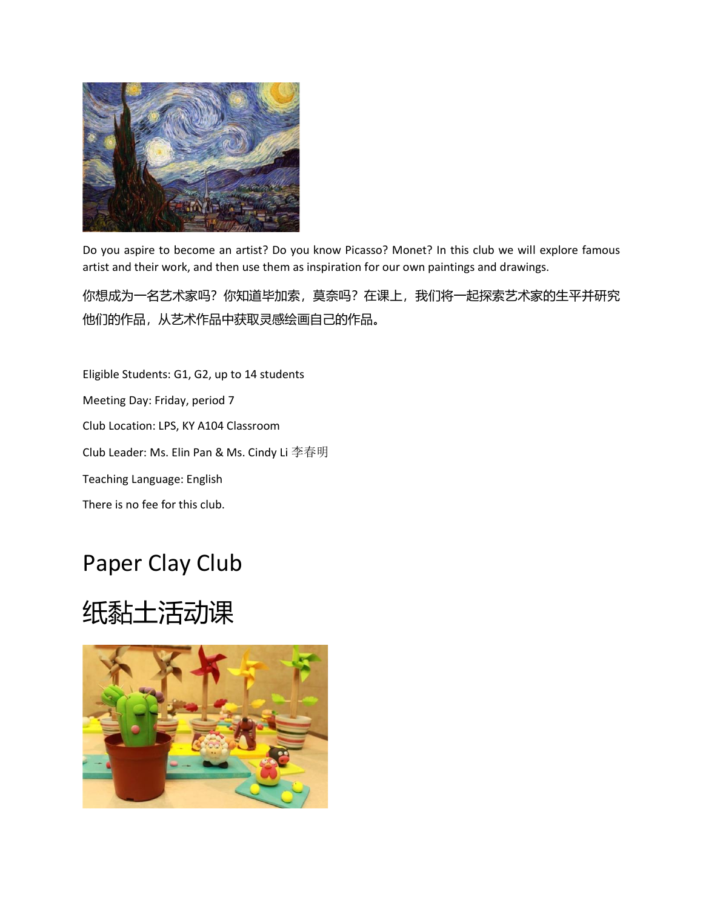Do you aspire to become an artist? Do you know Picasso? Monet? In this club we will explore famous artist and their work, and then use them as inspiration for our own paintings and drawings.

你想成为一名艺术家吗？你知道毕加索，莫奈吗？在课上，我们将一起探索艺术家的生平并研究他们的作品，从艺术作品中获取灵感绘画自己的作品。

Eligible Students: G1, G2, up to 14 students

Meeting Day: Friday, period 7

Club Location: LPS, KY A104 Classroom

Club Leader: Ms. Elin Pan & Ms. Cindy Li 李春明

Teaching Language: English

There is no fee for this club.

# Paper Clay Club

# 纸黏土活动课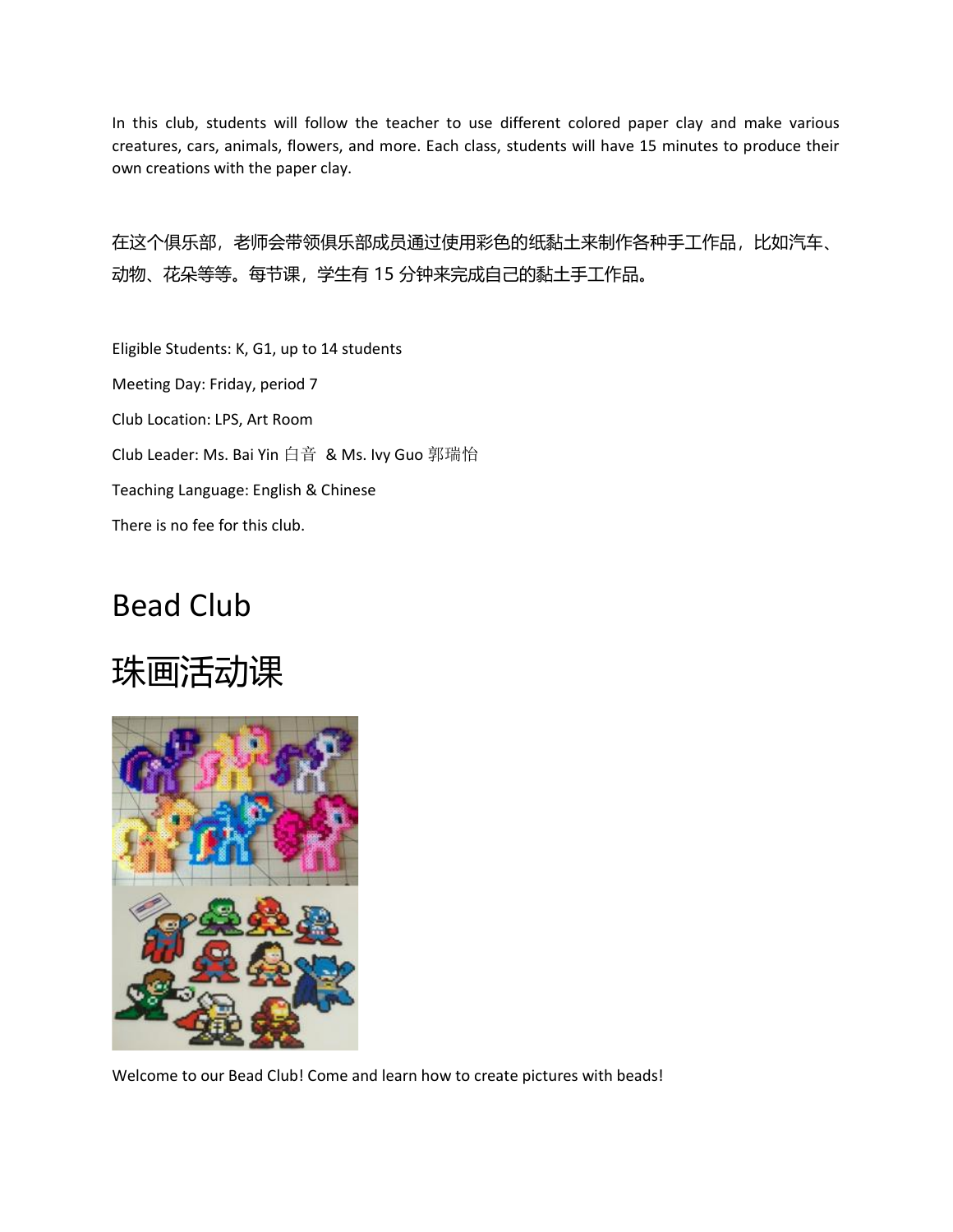In this club, students will follow the teacher to use different colored paper clay and make various creatures, cars, animals, flowers, and more. Each class, students will have 15 minutes to produce their own creations with the paper clay.

在这个俱乐部，老师会带领俱乐部成员通过使用彩色的纸黏土来制作各种手工作品，比如汽车、动物、花朵等等。每节课，学生有 15 分钟来完成自己的黏土手工作品。

Eligible Students: K, G1, up to 14 students

Meeting Day: Friday, period 7

Club Location: LPS, Art Room

Club Leader: Ms. Bai Yin 白音 & Ms. Ivy Guo 郭瑞怡

Teaching Language: English & Chinese

There is no fee for this club.

# Bead Club

# 珠画活动课

Welcome to our Bead Club! Come and learn how to create pictures with beads!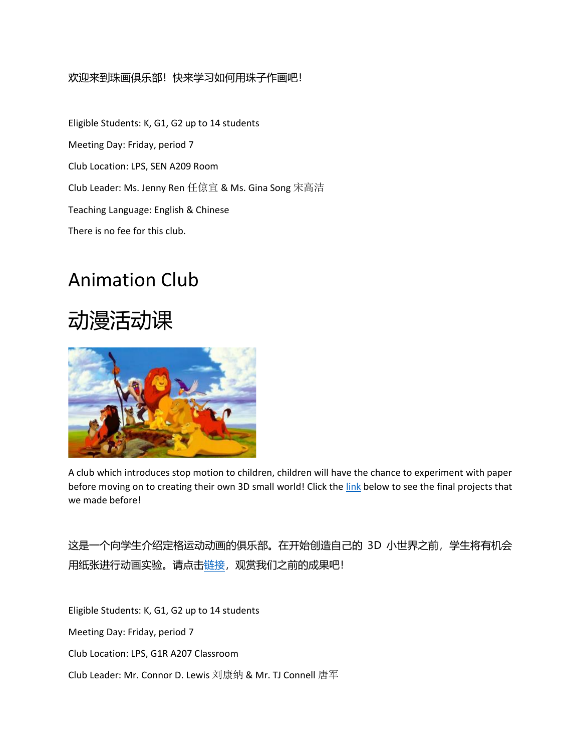欢迎来到珠画俱乐部！快来学习如何用珠子作画吧！

Eligible Students: K, G1, G2 up to 14 students

Meeting Day: Friday, period 7

Club Location: LPS, SEN A209 Room

Club Leader: Ms. Jenny Ren 任倞宜 & Ms. Gina Song 宋高洁

Teaching Language: English & Chinese

There is no fee for this club.

# Animation Club

# 动漫活动课

A club which introduces stop motion to children, children will have the chance to experiment with paper before moving on to creating their own 3D small world! Click the link below to see the final projects that we made before!

这是一个向学生介绍定格运动动画的俱乐部。在开始创造自己的 3D 小世界之前，学生将有机会用纸张进行动画实验。请点击链接，观赏我们之前的成果吧！

Eligible Students: K, G1, G2 up to 14 students

Meeting Day: Friday, period 7

Club Location: LPS, G1R A207 Classroom

Club Leader: Mr. Connor D. Lewis 刘康纳 & Mr. TJ Connell 唐军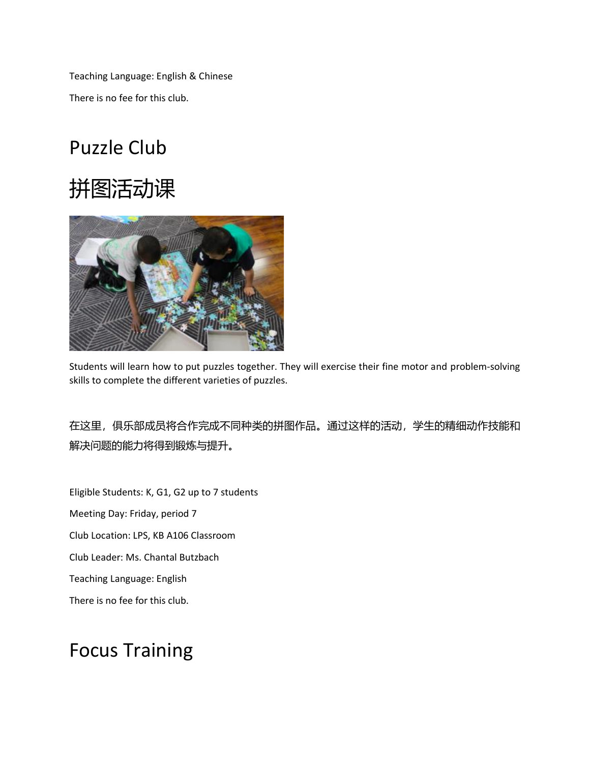Teaching Language: English & Chinese

There is no fee for this club.

# Puzzle Club

# 拼图活动课

Students will learn how to put puzzles together. They will exercise their fine motor and problem-solving skills to complete the different varieties of puzzles.

在这里，俱乐部成员将合作完成不同种类的拼图作品。通过这样的活动，学生的精细动作技能和解决问题的能力将得到锻炼与提升。

Eligible Students: K, G1, G2 up to 7 students

Meeting Day: Friday, period 7

Club Location: LPS, KB A106 Classroom

Club Leader: Ms. Chantal Butzbach

Teaching Language: English

There is no fee for this club.

# Focus Training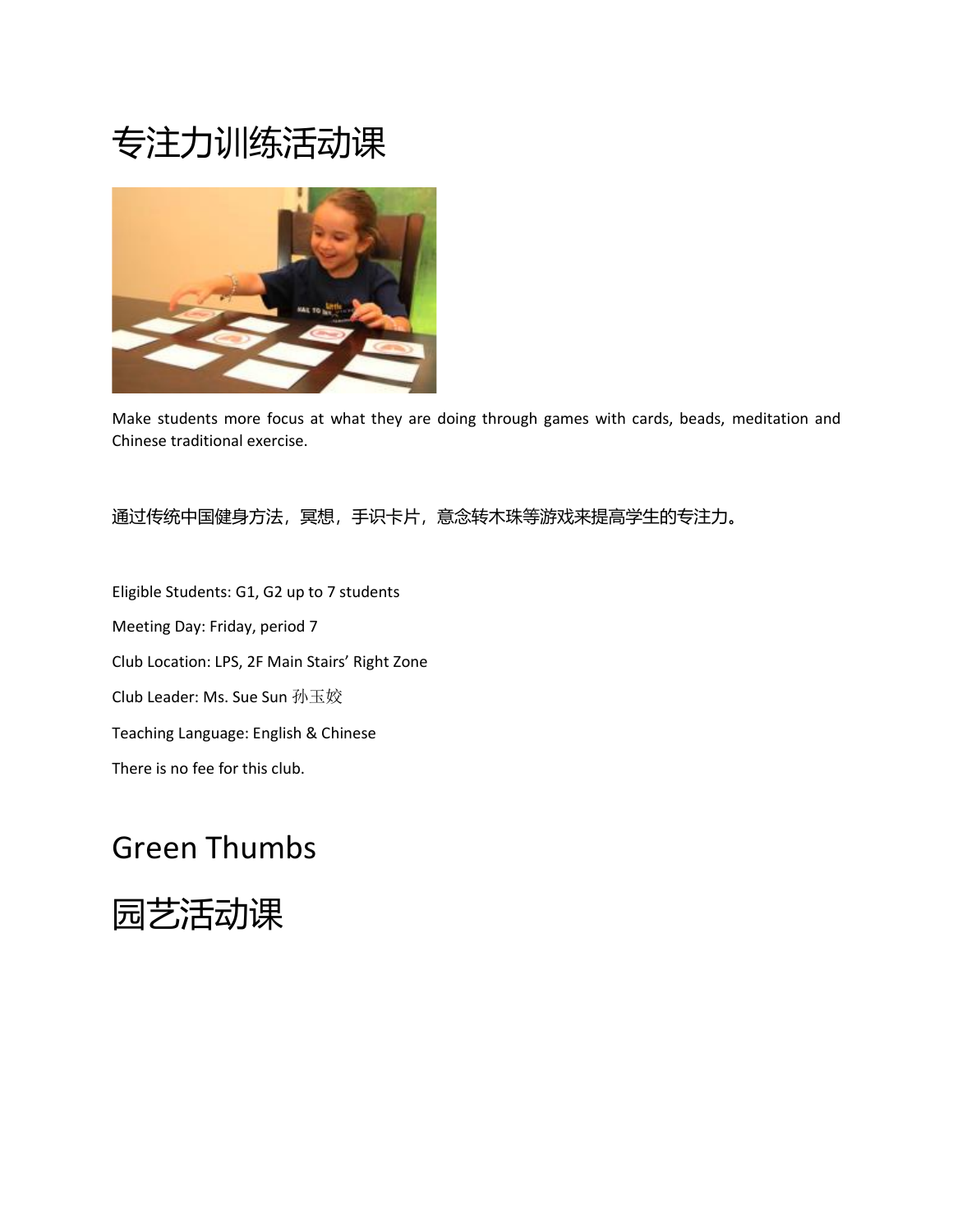# 专注力训练活动课

Make students more focus at what they are doing through games with cards, beads, meditation and Chinese traditional exercise.

通过传统中国健身方法，冥想，手识卡片，意念转木珠等游戏来提高学生的专注力。

Eligible Students: G1, G2 up to 7 students

Meeting Day: Friday, period 7

Club Location: LPS, 2F Main Stairs’ Right Zone

Club Leader: Ms. Sue Sun 孙玉姣

Teaching Language: English & Chinese

There is no fee for this club.

# Green Thumbs

# 园艺活动课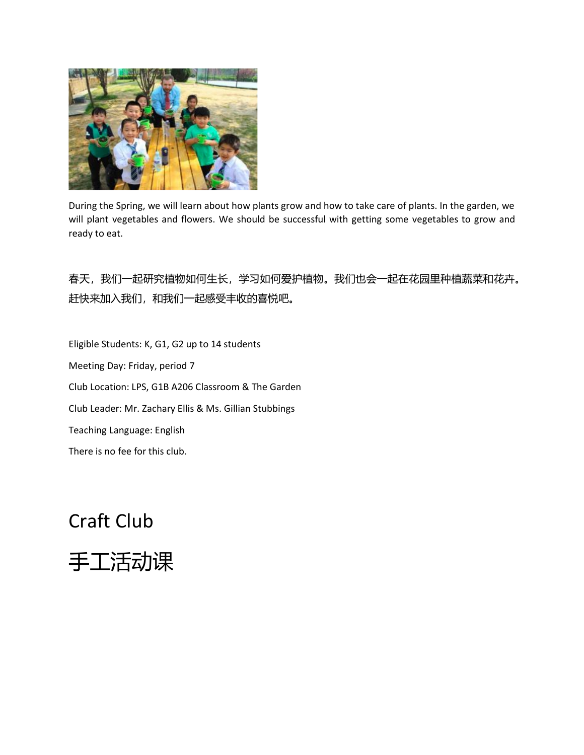During the Spring, we will learn about how plants grow and how to take care of plants. In the garden, we will plant vegetables and flowers. We should be successful with getting some vegetables to grow and ready to eat.

春天，我们一起研究植物如何生长，学习如何爱护植物。我们也会一起在花园里种植蔬菜和花卉。赶快来加入我们，和我们一起感受丰收的喜悦吧。

Eligible Students: K, G1, G2 up to 14 students

Meeting Day: Friday, period 7

Club Location: LPS, G1B A206 Classroom & The Garden

Club Leader: Mr. Zachary Ellis & Ms. Gillian Stubbings

Teaching Language: English

There is no fee for this club.

# Craft Club

# 手工活动课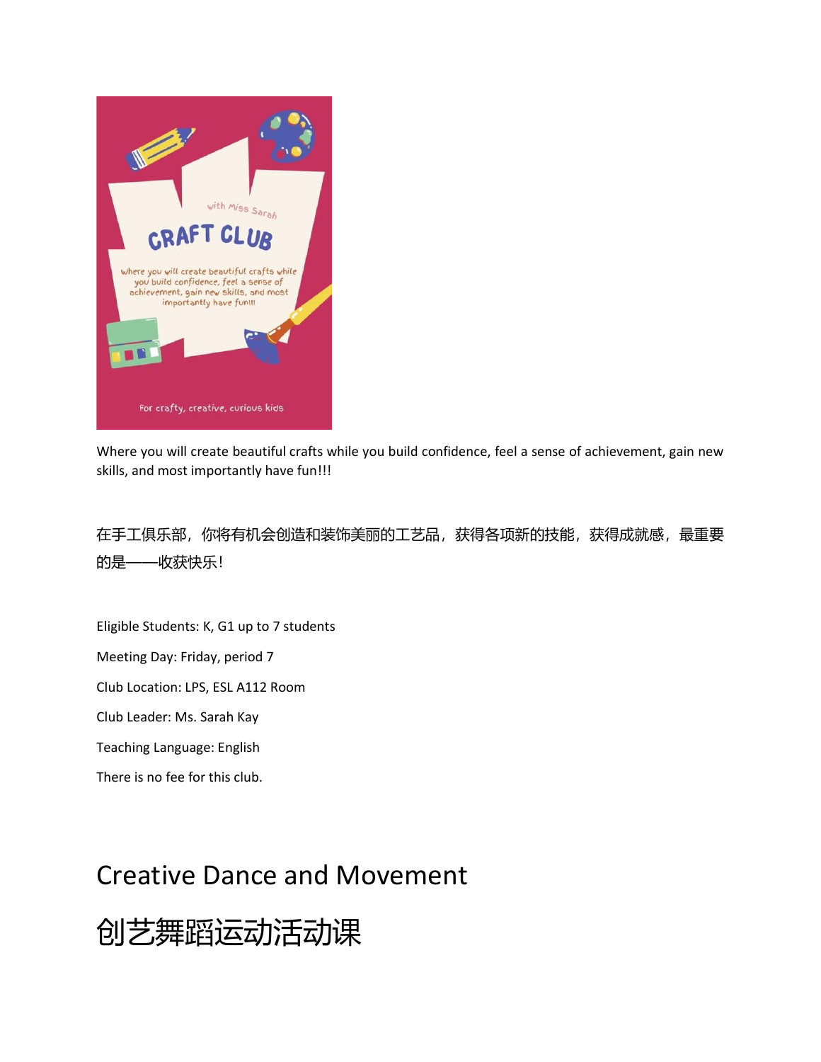Where you will create beautiful crafts while you build confidence, feel a sense of achievement, gain new skills, and most importantly have fun!!!

在手工俱乐部，你将有机会创造和装饰美丽的工艺品，获得各项新的技能，获得成就感，最重要的是——收获快乐！

Eligible Students: K, G1 up to 7 students

Meeting Day: Friday, period 7

Club Location: LPS, ESL A112 Room

Club Leader: Ms. Sarah Kay

Teaching Language: English

There is no fee for this club.

# Creative Dance and Movement

# 创艺舞蹈运动活动课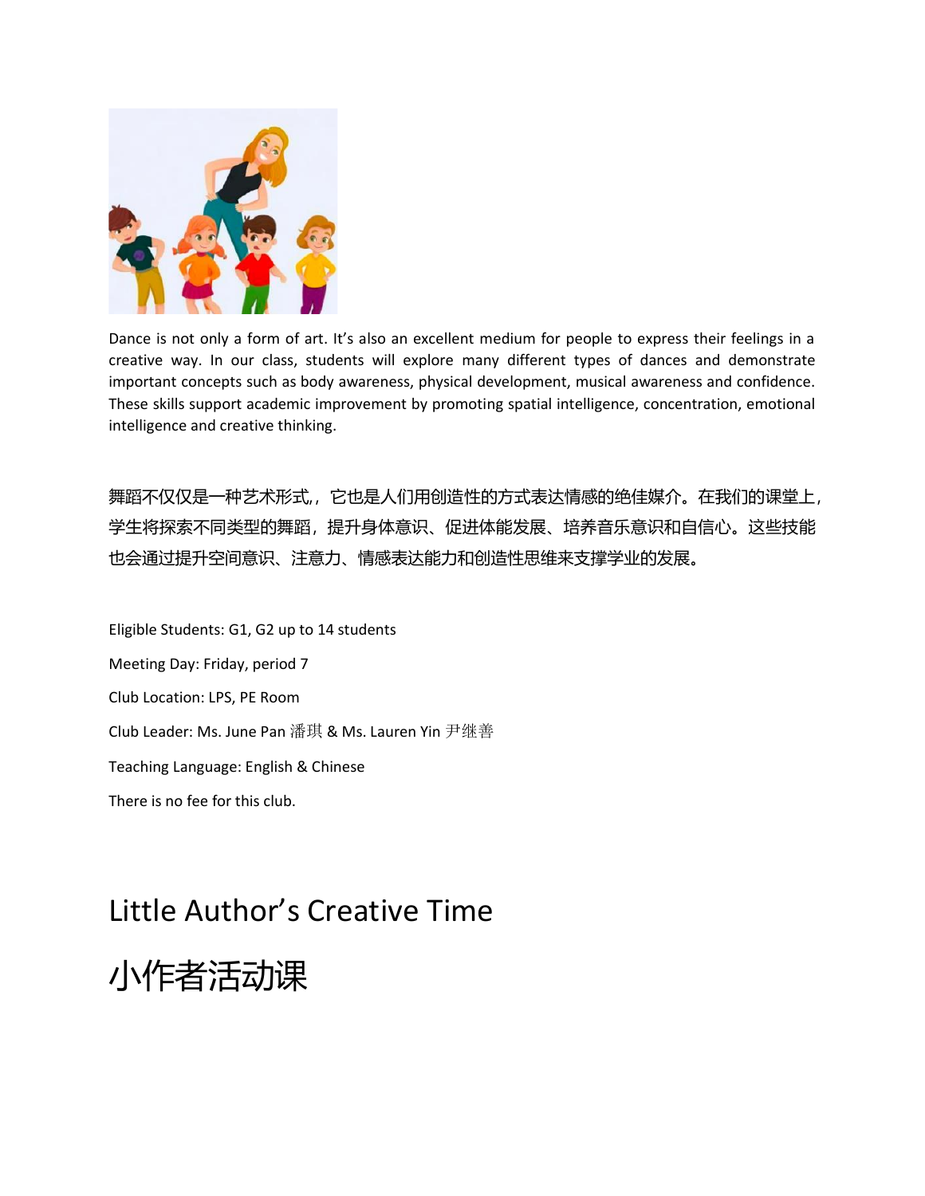Dance is not only a form of art. It's also an excellent medium for people to express their feelings in a creative way. In our class, students will explore many different types of dances and demonstrate important concepts such as body awareness, physical development, musical awareness and confidence. These skills support academic improvement by promoting spatial intelligence, concentration, emotional intelligence and creative thinking.

舞蹈不仅仅是一种艺术形式,，它也是人们用创造性的方式表达情感的绝佳媒介。在我们的课堂上，学生将探索不同类型的舞蹈，提升身体意识、促进体能发展、培养音乐意识和自信心。这些技能也会通过提升空间意识、注意力、情感表达能力和创造性思维来支撑学业的发展。

Eligible Students: G1, G2 up to 14 students

Meeting Day: Friday, period 7

Club Location: LPS, PE Room

Club Leader: Ms. June Pan 潘琪 & Ms. Lauren Yin 尹继善

Teaching Language: English & Chinese

There is no fee for this club.

# Little Author's Creative Time

# 小作者活动课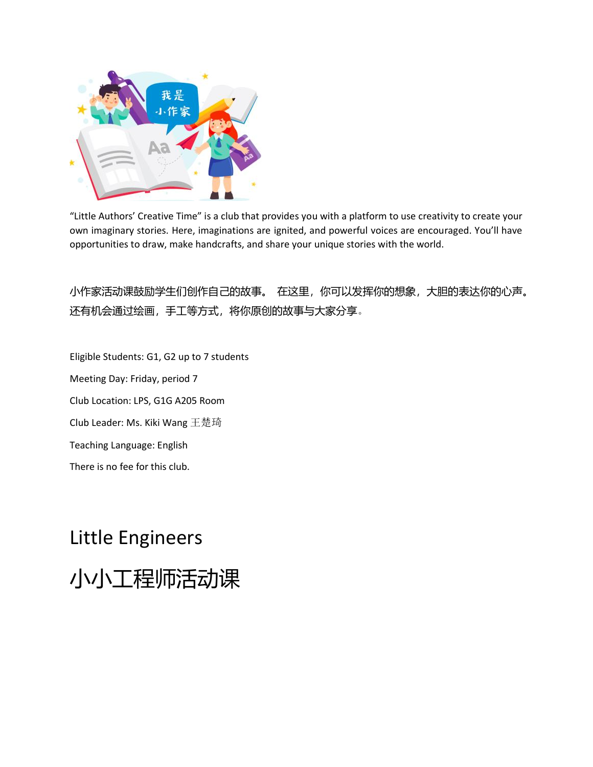“Little Authors’ Creative Time” is a club that provides you with a platform to use creativity to create your own imaginary stories. Here, imaginations are ignited, and powerful voices are encouraged. You’ll have opportunities to draw, make handcrafts, and share your unique stories with the world.

小作家活动课鼓励学生们创作自己的故事。 在这里，你可以发挥你的想象，大胆的表达你的心声。还有机会通过绘画，手工等方式，将你原创的故事与大家分享。

Eligible Students: G1, G2 up to 7 students

Meeting Day: Friday, period 7

Club Location: LPS, G1G A205 Room

Club Leader: Ms. Kiki Wang 王楚琦

Teaching Language: English

There is no fee for this club.

# Little Engineers

# 小小工程师活动课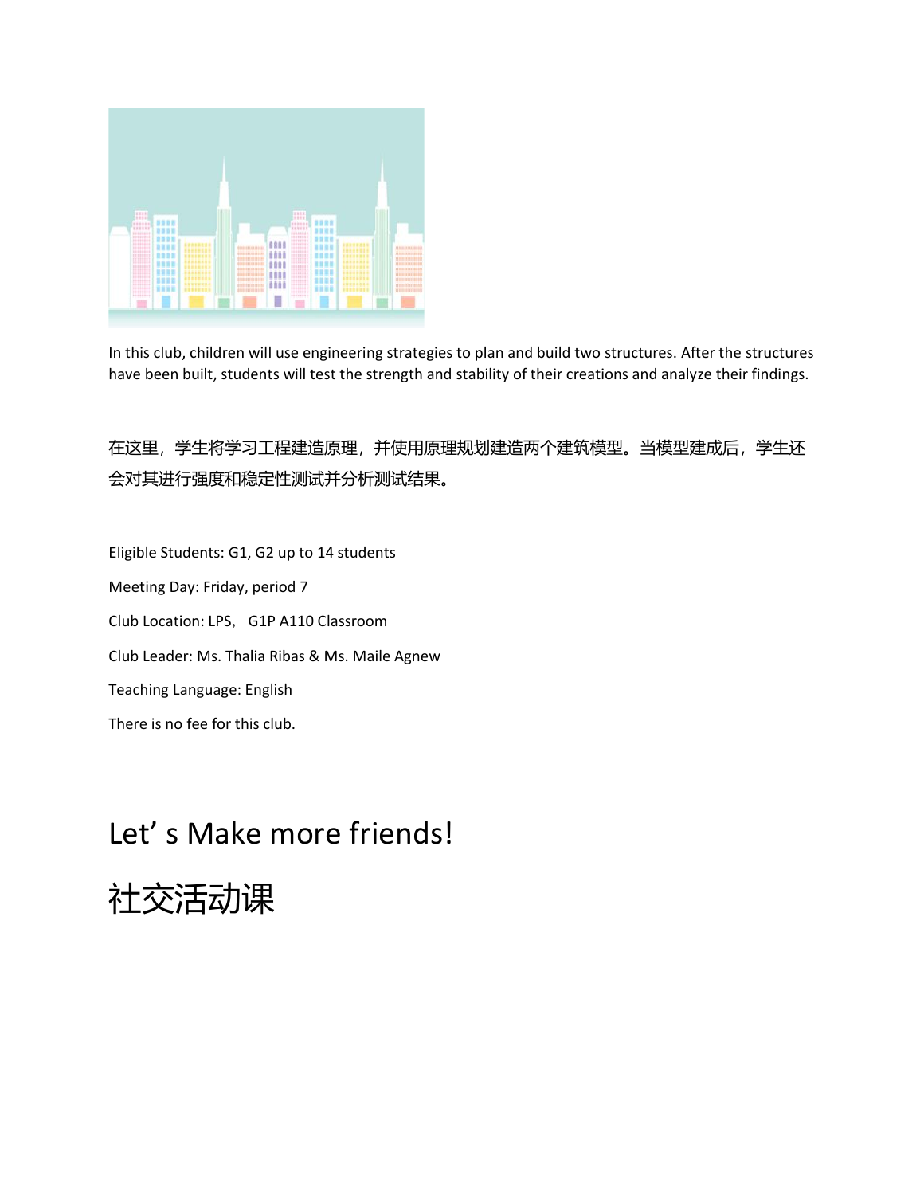In this club, children will use engineering strategies to plan and build two structures. After the structures have been built, students will test the strength and stability of their creations and analyze their findings.

在这里，学生将学习工程建造原理，并使用原理规划建造两个建筑模型。当模型建成后，学生还会对其进行强度和稳定性测试并分析测试结果。

Eligible Students: G1, G2 up to 14 students

Meeting Day: Friday, period 7

Club Location: LPS， G1P A110 Classroom

Club Leader: Ms. Thalia Ribas & Ms. Maile Agnew

Teaching Language: English

There is no fee for this club.

# Let’ s Make more friends!

# 社交活动课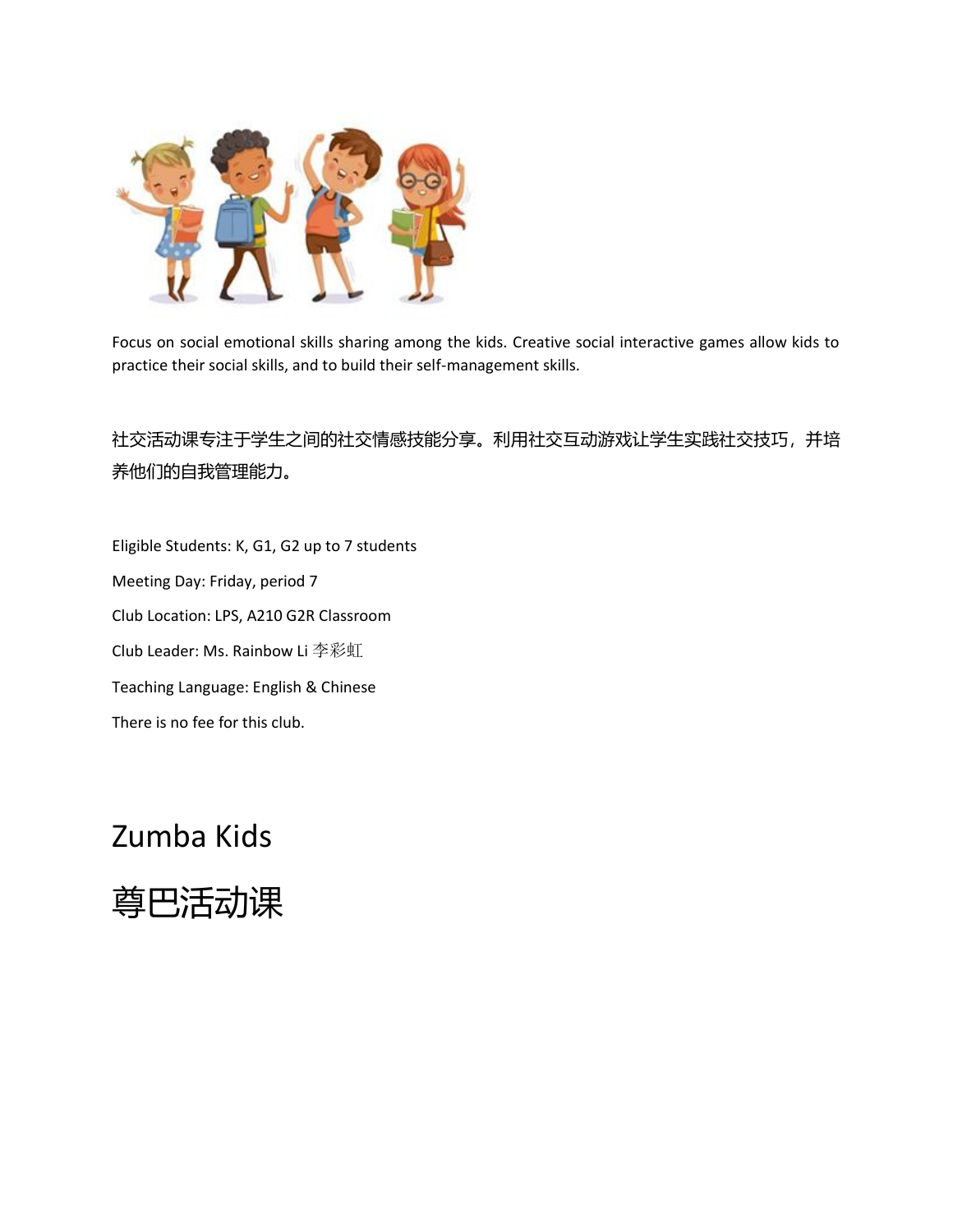Focus on social emotional skills sharing among the kids. Creative social interactive games allow kids to practice their social skills, and to build their self-management skills.

社交活动课专注于学生之间的社交情感技能分享。利用社交互动游戏让学生实践社交技巧，并培养他们的自我管理能力。

Eligible Students: K, G1, G2 up to 7 students

Meeting Day: Friday, period 7

Club Location: LPS, A210 G2R Classroom

Club Leader: Ms. Rainbow Li 李彩虹

Teaching Language: English & Chinese

There is no fee for this club.

# Zumba Kids

# 尊巴活动课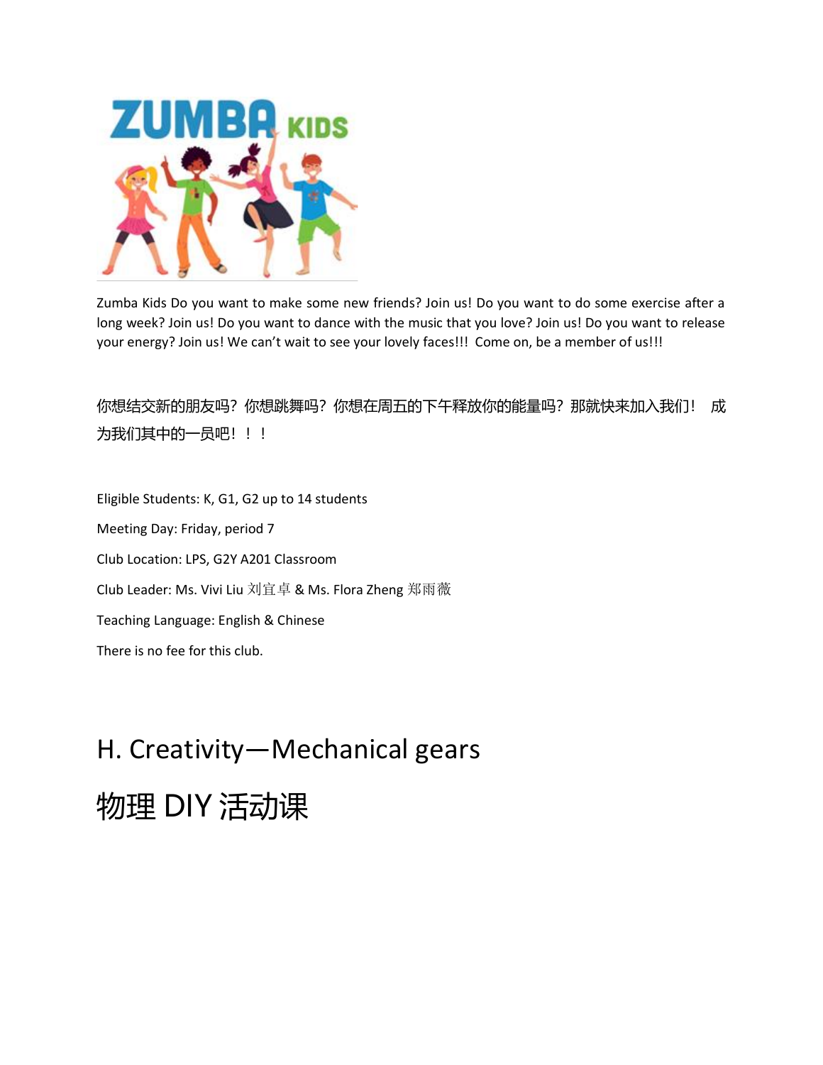Zumba Kids Do you want to make some new friends? Join us! Do you want to do some exercise after a long week? Join us! Do you want to dance with the music that you love? Join us! Do you want to release your energy? Join us! We can't wait to see your lovely faces!!! Come on, be a member of us!!!

你想结交新的朋友吗？你想跳舞吗？你想在周五的下午释放你的能量吗？那就快来加入我们！ 成为我们其中的一员吧！！！

Eligible Students: K, G1, G2 up to 14 students

Meeting Day: Friday, period 7

Club Location: LPS, G2Y A201 Classroom

Club Leader: Ms. Vivi Liu 刘宜卓 & Ms. Flora Zheng 郑雨薇

Teaching Language: English & Chinese

There is no fee for this club.

## H. Creativity—Mechanical gears

## 物理 DIY 活动课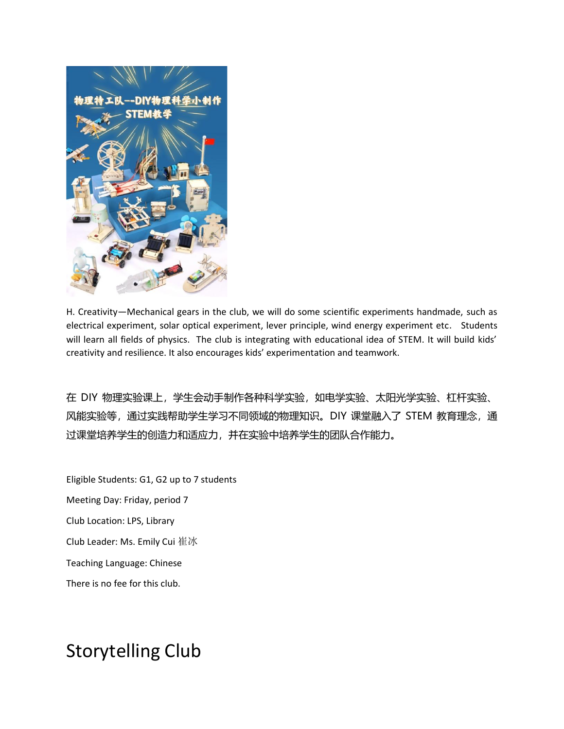H. Creativity—Mechanical gears in the club, we will do some scientific experiments handmade, such as electrical experiment, solar optical experiment, lever principle, wind energy experiment etc. Students will learn all fields of physics. The club is integrating with educational idea of STEM. It will build kids' creativity and resilience. It also encourages kids' experimentation and teamwork.

在 DIY 物理实验课上，学生会动手制作各种科学实验，如电学实验、太阳光学实验、杠杆实验、风能实验等，通过实践帮助学生学习不同领域的物理知识。DIY 课堂融入了 STEM 教育理念，通过课堂培养学生的创造力和适应力，并在实验中培养学生的团队合作能力。

Eligible Students: G1, G2 up to 7 students

Meeting Day: Friday, period 7

Club Location: LPS, Library

Club Leader: Ms. Emily Cui 崔冰

Teaching Language: Chinese

There is no fee for this club.

# Storytelling Club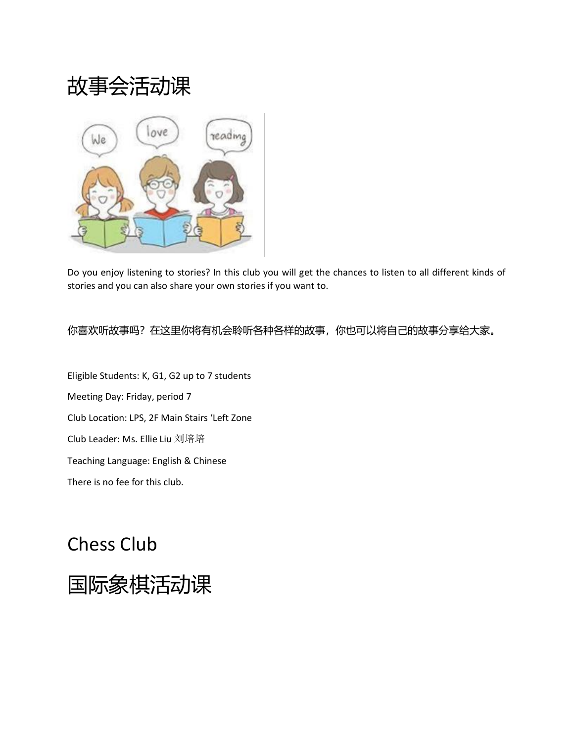# 故事会活动课

Do you enjoy listening to stories? In this club you will get the chances to listen to all different kinds of stories and you can also share your own stories if you want to.

你喜欢听故事吗？在这里你将有机会聆听各种各样的故事，你也可以将自己的故事分享给大家。

Eligible Students: K, G1, G2 up to 7 students

Meeting Day: Friday, period 7

Club Location: LPS, 2F Main Stairs 'Left Zone

Club Leader: Ms. Ellie Liu 刘培培

Teaching Language: English & Chinese

There is no fee for this club.

# Chess Club

# 国际象棋活动课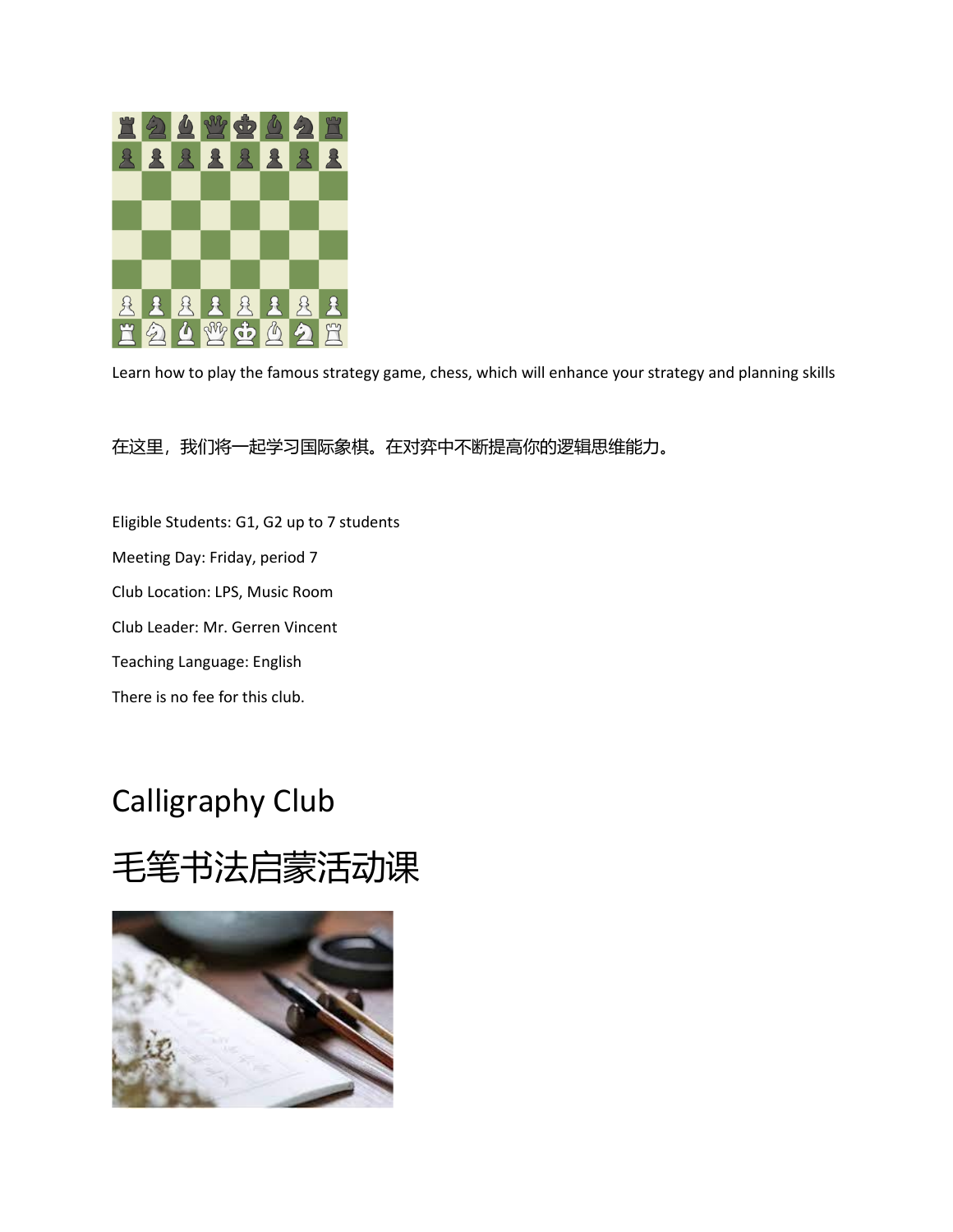Learn how to play the famous strategy game, chess, which will enhance your strategy and planning skills

在这里，我们将一起学习国际象棋。在对弈中不断提高你的逻辑思维能力。

Eligible Students: G1, G2 up to 7 students

Meeting Day: Friday, period 7

Club Location: LPS, Music Room

Club Leader: Mr. Gerren Vincent

Teaching Language: English

There is no fee for this club.

# Calligraphy Club

# 毛笔书法启蒙活动课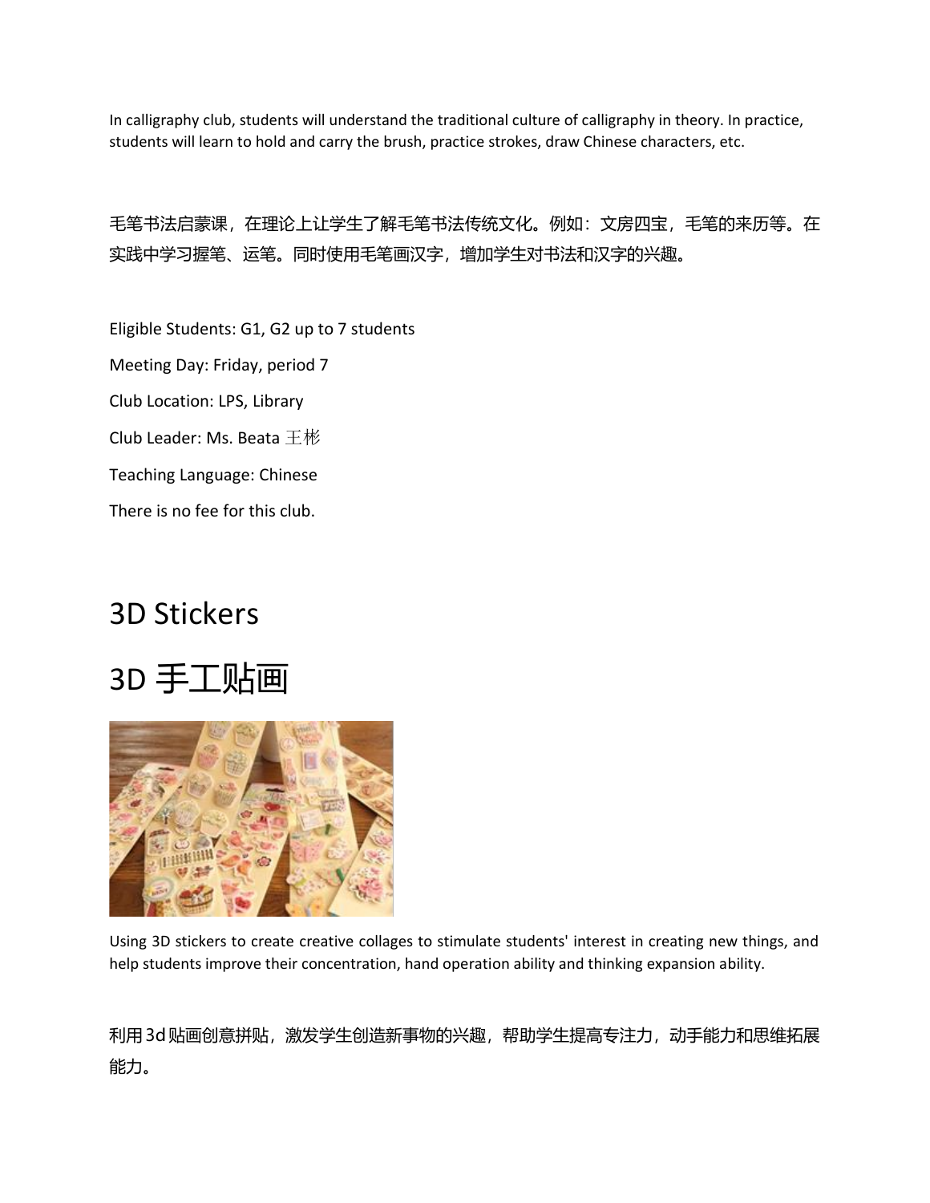In calligraphy club, students will understand the traditional culture of calligraphy in theory. In practice, students will learn to hold and carry the brush, practice strokes, draw Chinese characters, etc.

毛笔书法启蒙课，在理论上让学生了解毛笔书法传统文化。例如：文房四宝，毛笔的来历等。在实践中学习握笔、运笔。同时使用毛笔画汉字，增加学生对书法和汉字的兴趣。

Eligible Students: G1, G2 up to 7 students

Meeting Day: Friday, period 7

Club Location: LPS, Library

Club Leader: Ms. Beata 王彬

Teaching Language: Chinese

There is no fee for this club.

# 3D Stickers

# 3D 手工贴画

Using 3D stickers to create creative collages to stimulate students' interest in creating new things, and help students improve their concentration, hand operation ability and thinking expansion ability.

利用3d贴画创意拼贴，激发学生创造新事物的兴趣，帮助学生提高专注力，动手能力和思维拓展能力。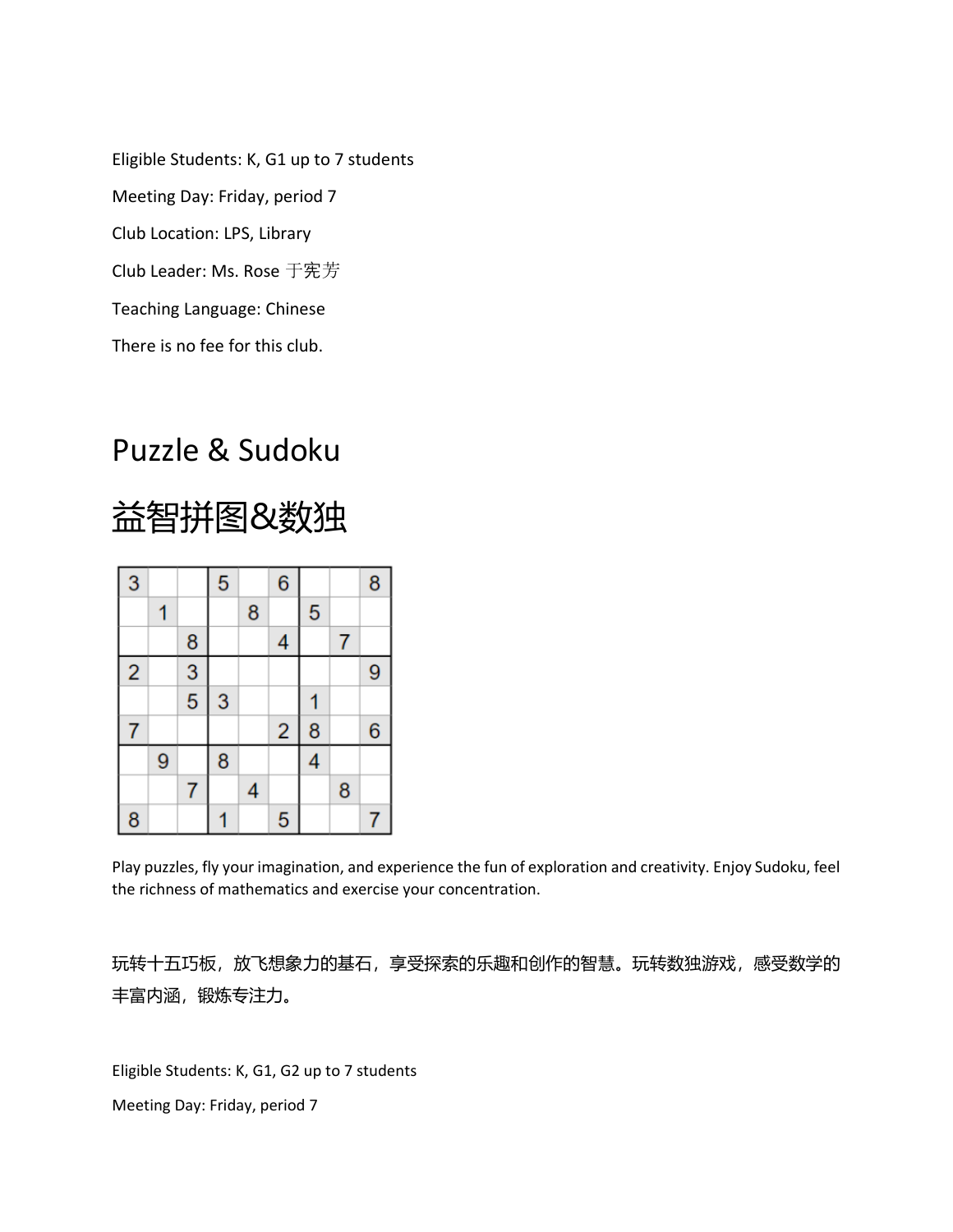Eligible Students: K, G1 up to 7 students

Meeting Day: Friday, period 7

Club Location: LPS, Library

Club Leader: Ms. Rose 于宪芳

Teaching Language: Chinese

There is no fee for this club.

# Puzzle & Sudoku

# 益智拼图&数独

| 3 | | | 5 | | 6 | | | 8 |
|---|---|---|---|---|---|---|---|---|
| | 1 | | | 8 | | 5 | | |
| | | 8 | | | 4 | | 7 | |
| 2 | | 3 | | | | | | 9 |
| | | 5 | 3 | | | 1 | | |
| 7 | | | | | 2 | 8 | | 6 |
| | 9 | | 8 | | | 4 | | |
| | | 7 | | 4 | | | 8 | |
| 8 | | | 1 | | 5 | | | 7 |

Play puzzles, fly your imagination, and experience the fun of exploration and creativity. Enjoy Sudoku, feel the richness of mathematics and exercise your concentration.

玩转十五巧板，放飞想象力的基石，享受探索的乐趣和创作的智慧。玩转数独游戏，感受数学的丰富内涵，锻炼专注力。

Eligible Students: K, G1, G2 up to 7 students

Meeting Day: Friday, period 7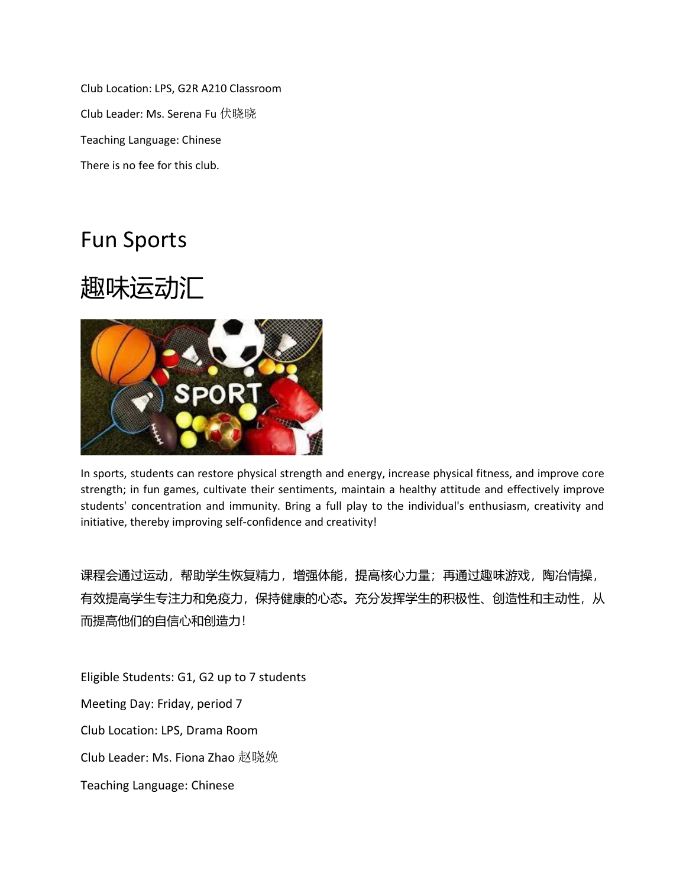Club Location: LPS, G2R A210 Classroom

Club Leader: Ms. Serena Fu 伏晓晓

Teaching Language: Chinese

There is no fee for this club.

# Fun Sports

# 趣味运动汇

In sports, students can restore physical strength and energy, increase physical fitness, and improve core strength; in fun games, cultivate their sentiments, maintain a healthy attitude and effectively improve students' concentration and immunity. Bring a full play to the individual's enthusiasm, creativity and initiative, thereby improving self-confidence and creativity!

课程会通过运动，帮助学生恢复精力，增强体能，提高核心力量；再通过趣味游戏，陶冶情操，有效提高学生专注力和免疫力，保持健康的心态。充分发挥学生的积极性、创造性和主动性，从而提高他们的自信心和创造力！

Eligible Students: G1, G2 up to 7 students

Meeting Day: Friday, period 7

Club Location: LPS, Drama Room

Club Leader: Ms. Fiona Zhao 赵晓婉

Teaching Language: Chinese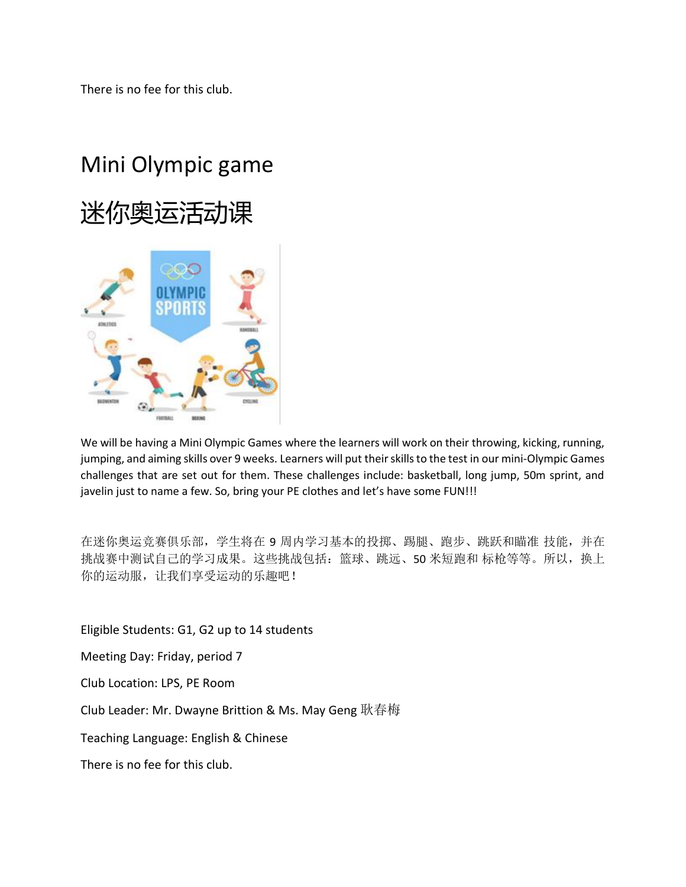There is no fee for this club.

# Mini Olympic game

# 迷你奥运活动课

We will be having a Mini Olympic Games where the learners will work on their throwing, kicking, running, jumping, and aiming skills over 9 weeks. Learners will put their skills to the test in our mini-Olympic Games challenges that are set out for them. These challenges include: basketball, long jump, 50m sprint, and javelin just to name a few. So, bring your PE clothes and let's have some FUN!!!

在迷你奥运竞赛俱乐部，学生将在 9 周内学习基本的投掷、踢腿、跑步、跳跃和瞄准 技能，并在挑战赛中测试自己的学习成果。这些挑战包括：篮球、跳远、50 米短跑和 标枪等等。所以，换上你的运动服，让我们享受运动的乐趣吧！

Eligible Students: G1, G2 up to 14 students

Meeting Day: Friday, period 7

Club Location: LPS, PE Room

Club Leader: Mr. Dwayne Brittion & Ms. May Geng 耿春梅

Teaching Language: English & Chinese

There is no fee for this club.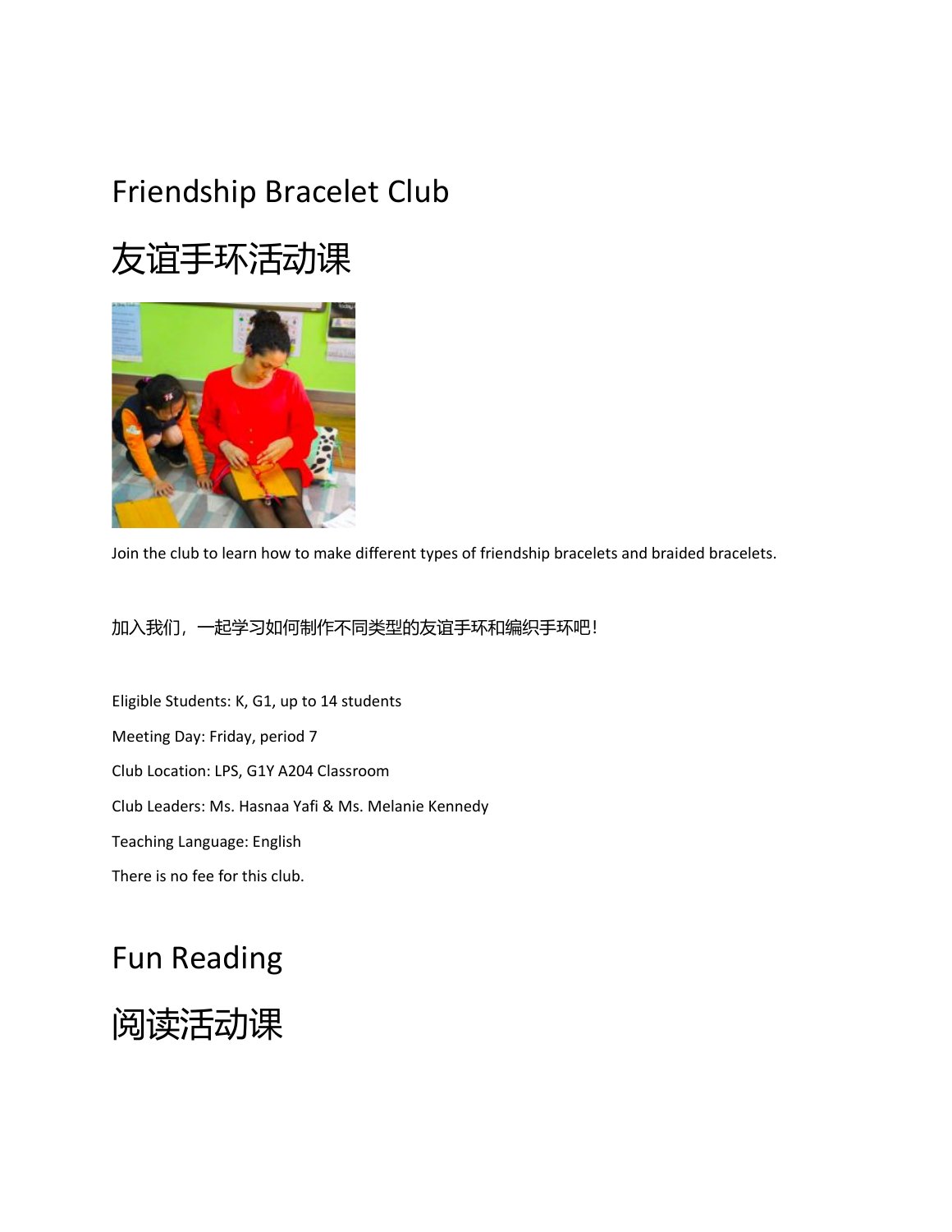# Friendship Bracelet Club

# 友谊手环活动课

Join the club to learn how to make different types of friendship bracelets and braided bracelets.

加入我们，一起学习如何制作不同类型的友谊手环和编织手环吧！

Eligible Students: K, G1, up to 14 students

Meeting Day: Friday, period 7

Club Location: LPS, G1Y A204 Classroom

Club Leaders: Ms. Hasnaa Yafi & Ms. Melanie Kennedy

Teaching Language: English

There is no fee for this club.

# Fun Reading

# 阅读活动课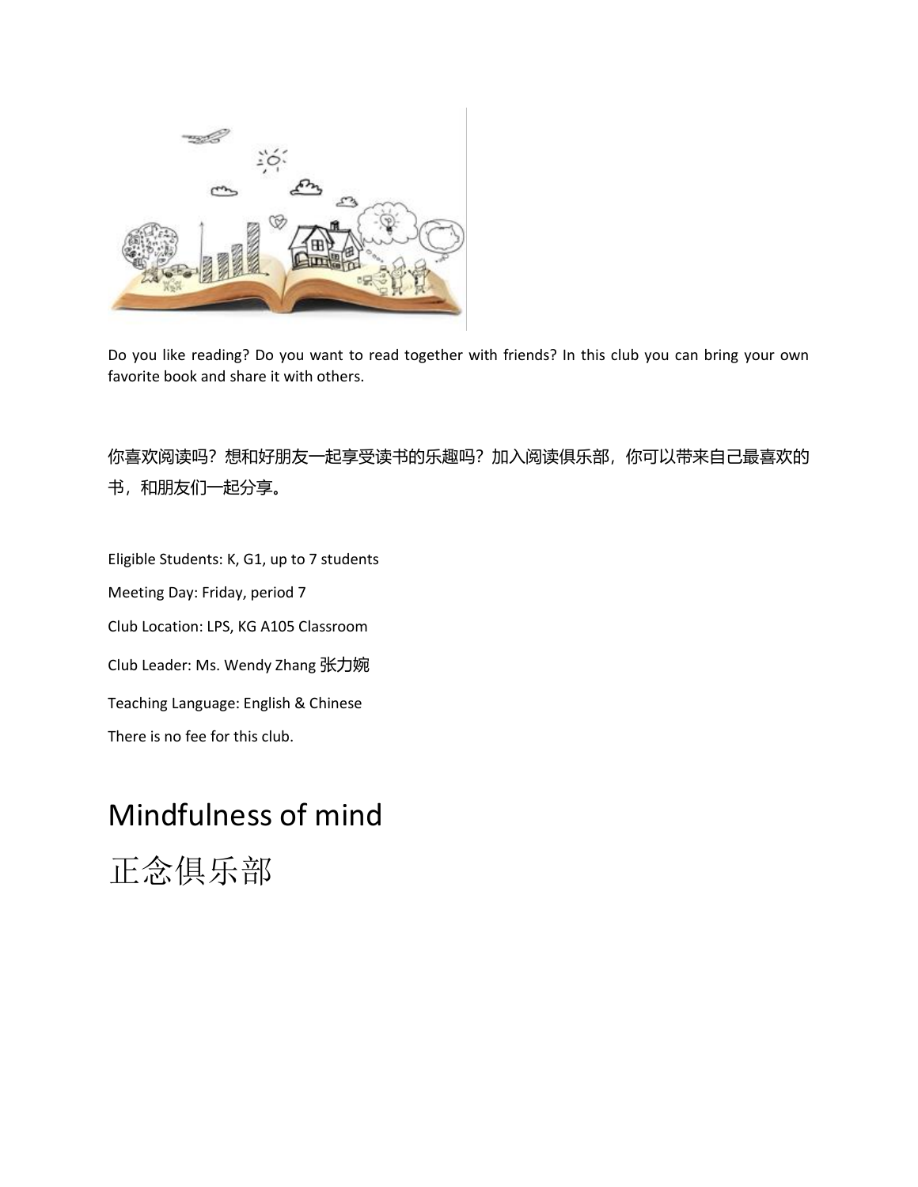Do you like reading? Do you want to read together with friends? In this club you can bring your own favorite book and share it with others.

你喜欢阅读吗？想和好朋友一起享受读书的乐趣吗？加入阅读俱乐部，你可以带来自己最喜欢的书，和朋友们一起分享。

Eligible Students: K, G1, up to 7 students

Meeting Day: Friday, period 7

Club Location: LPS, KG A105 Classroom

Club Leader: Ms. Wendy Zhang 张力婉

Teaching Language: English & Chinese

There is no fee for this club.

# Mindfulness of mind

# 正念俱乐部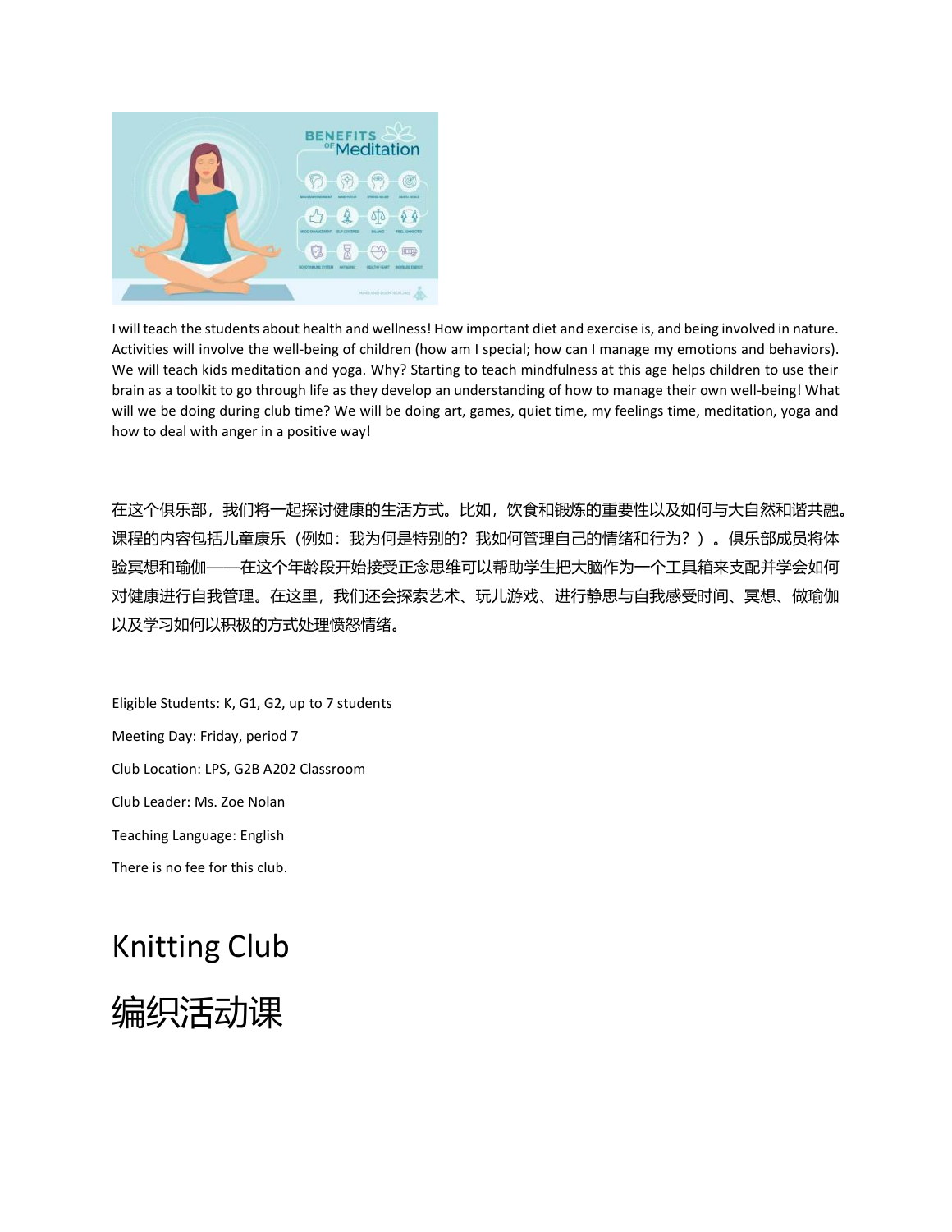I will teach the students about health and wellness! How important diet and exercise is, and being involved in nature. Activities will involve the well-being of children (how am I special; how can I manage my emotions and behaviors). We will teach kids meditation and yoga. Why? Starting to teach mindfulness at this age helps children to use their brain as a toolkit to go through life as they develop an understanding of how to manage their own well-being! What will we be doing during club time? We will be doing art, games, quiet time, my feelings time, meditation, yoga and how to deal with anger in a positive way!

在这个俱乐部，我们将一起探讨健康的生活方式。比如，饮食和锻炼的重要性以及如何与大自然和谐共融。课程的内容包括儿童康乐（例如：我为何是特别的？我如何管理自己的情绪和行为？）。俱乐部成员将体验冥想和瑜伽——在这个年龄段开始接受正念思维可以帮助学生把大脑作为一个工具箱来支配并学会如何对健康进行自我管理。在这里，我们还会探索艺术、玩儿游戏、进行静思与自我感受时间、冥想、做瑜伽以及学习如何以积极的方式处理愤怒情绪。

Eligible Students: K, G1, G2, up to 7 students

Meeting Day: Friday, period 7

Club Location: LPS, G2B A202 Classroom

Club Leader: Ms. Zoe Nolan

Teaching Language: English

There is no fee for this club.

# Knitting Club

# 编织活动课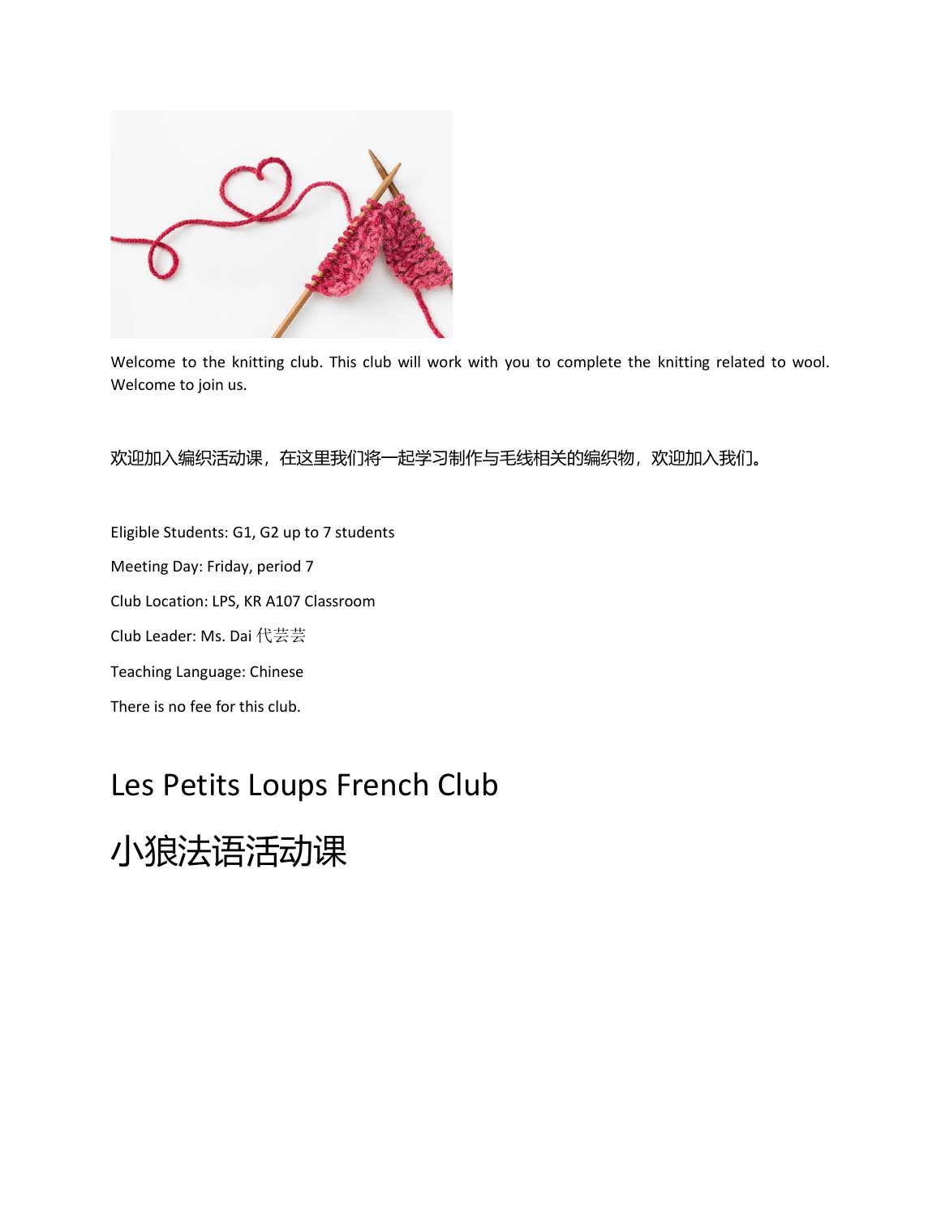Welcome to the knitting club. This club will work with you to complete the knitting related to wool. Welcome to join us.

欢迎加入编织活动课，在这里我们将一起学习制作与毛线相关的编织物，欢迎加入我们。

Eligible Students: G1, G2 up to 7 students

Meeting Day: Friday, period 7

Club Location: LPS, KR A107 Classroom

Club Leader: Ms. Dai 代芸芸

Teaching Language: Chinese

There is no fee for this club.

# Les Petits Loups French Club

# 小狼法语活动课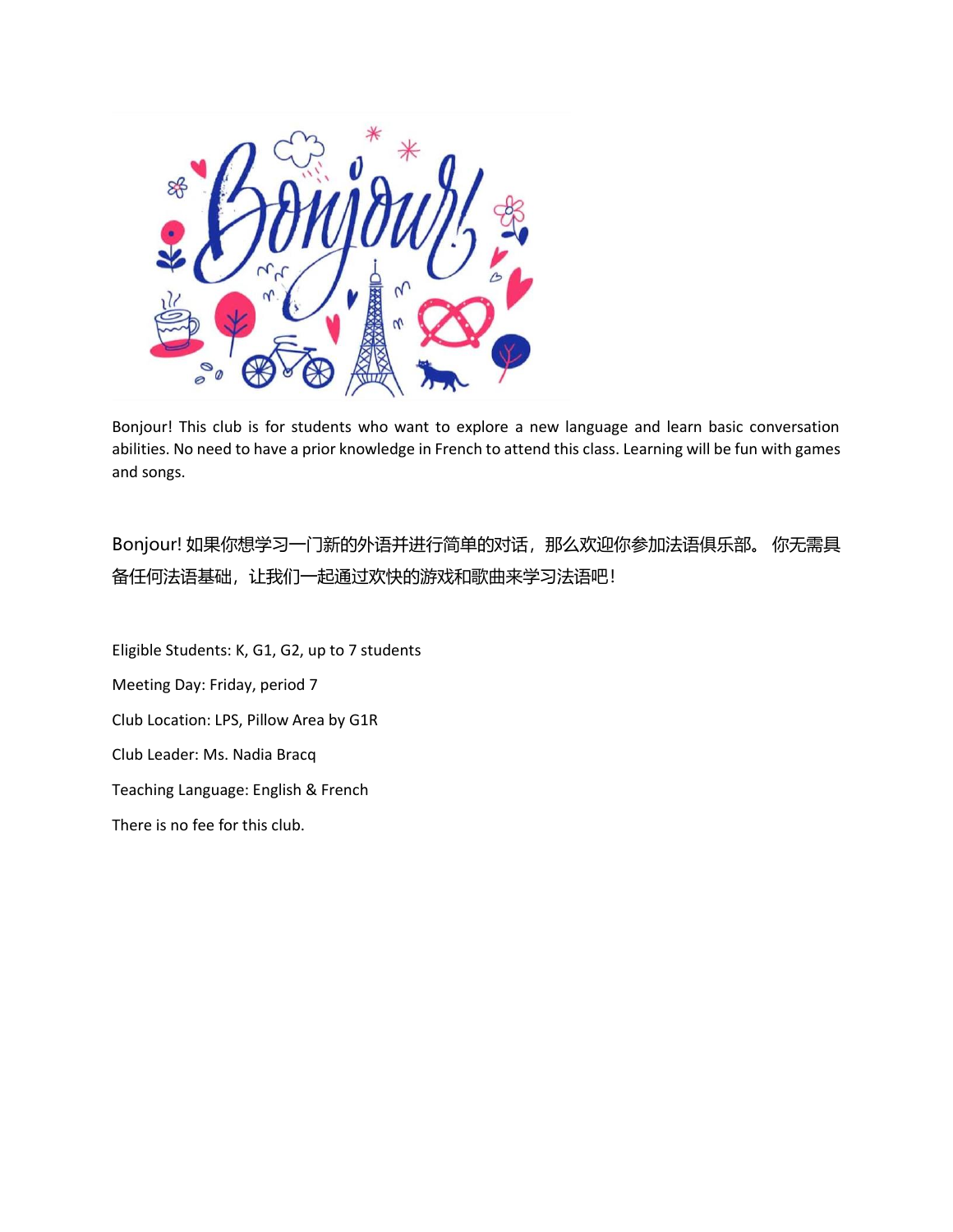Bonjour! This club is for students who want to explore a new language and learn basic conversation abilities. No need to have a prior knowledge in French to attend this class. Learning will be fun with games and songs.

Bonjour! 如果你想学习一门新的外语并进行简单的对话，那么欢迎你参加法语俱乐部。 你无需具备任何法语基础，让我们一起通过欢快的游戏和歌曲来学习法语吧！

Eligible Students: K, G1, G2, up to 7 students

Meeting Day: Friday, period 7

Club Location: LPS, Pillow Area by G1R

Club Leader: Ms. Nadia Bracq

Teaching Language: English & French

There is no fee for this club.